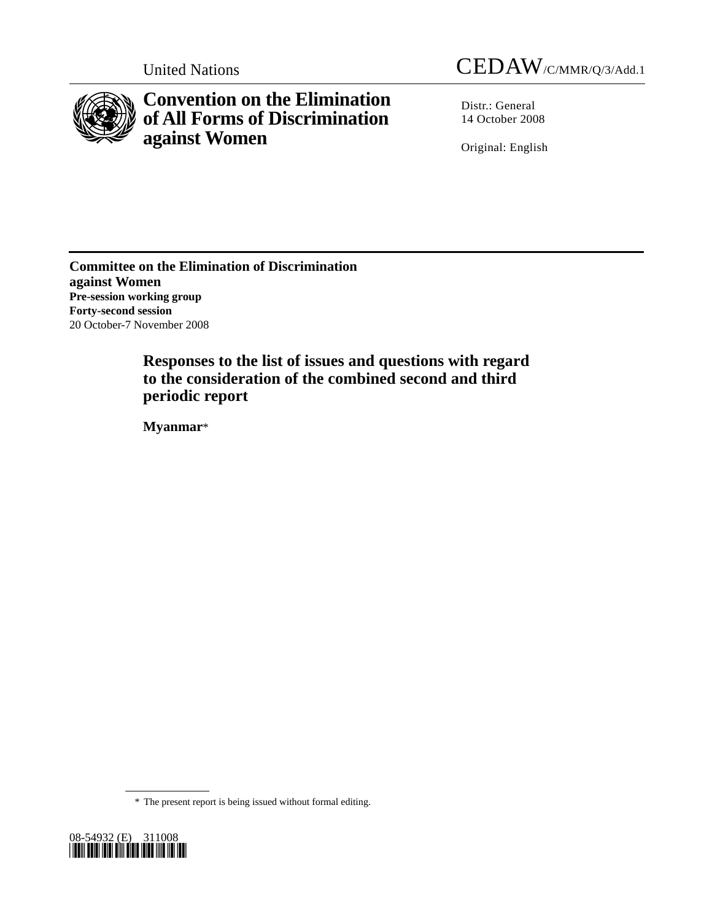United Nations

CEDAW/C/MMR/Q/3/Add.1

# Convention on the Elimination of All Forms of Discrimination against Women

Distr.: General
14 October 2008

Original: English

**Committee on the Elimination of Discrimination against Women**
**Pre-session working group**
**Forty-second session**
20 October-7 November 2008

## Responses to the list of issues and questions with regard to the consideration of the combined second and third periodic report

**Myanmar***

\* The present report is being issued without formal editing.

08-54932 (E) 311008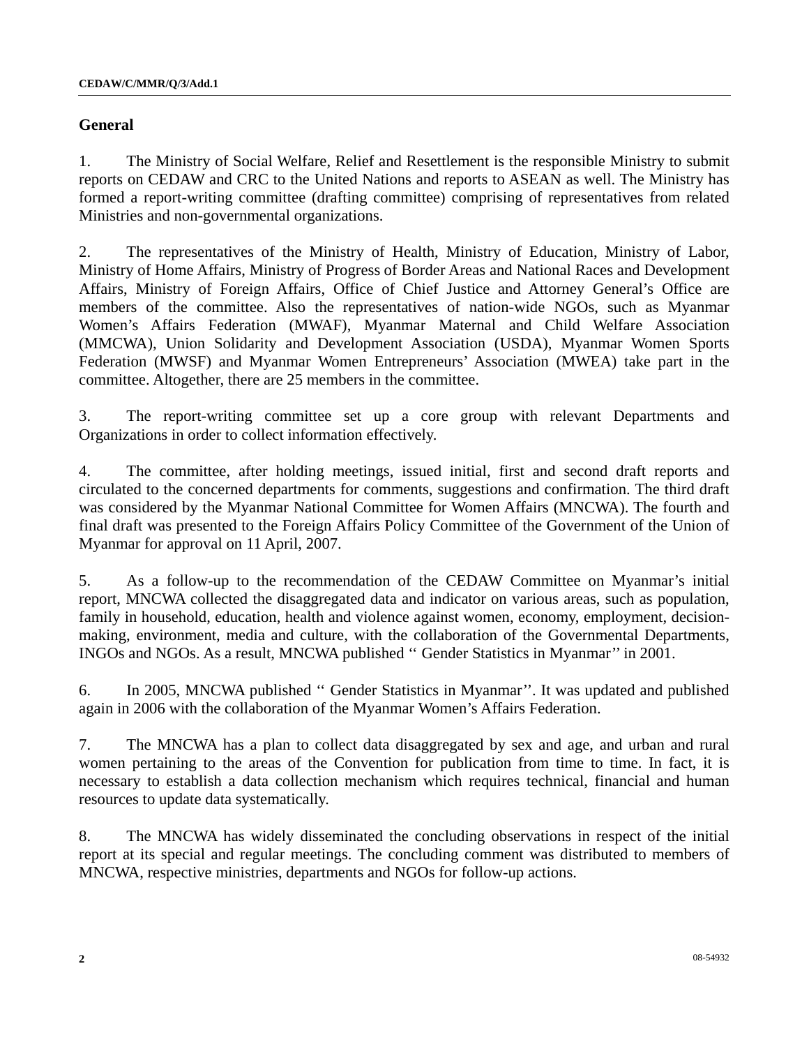## General

1. The Ministry of Social Welfare, Relief and Resettlement is the responsible Ministry to submit reports on CEDAW and CRC to the United Nations and reports to ASEAN as well. The Ministry has formed a report-writing committee (drafting committee) comprising of representatives from related Ministries and non-governmental organizations.

2. The representatives of the Ministry of Health, Ministry of Education, Ministry of Labor, Ministry of Home Affairs, Ministry of Progress of Border Areas and National Races and Development Affairs, Ministry of Foreign Affairs, Office of Chief Justice and Attorney General's Office are members of the committee. Also the representatives of nation-wide NGOs, such as Myanmar Women's Affairs Federation (MWAF), Myanmar Maternal and Child Welfare Association (MMCWA), Union Solidarity and Development Association (USDA), Myanmar Women Sports Federation (MWSF) and Myanmar Women Entrepreneurs' Association (MWEA) take part in the committee. Altogether, there are 25 members in the committee.

3. The report-writing committee set up a core group with relevant Departments and Organizations in order to collect information effectively.

4. The committee, after holding meetings, issued initial, first and second draft reports and circulated to the concerned departments for comments, suggestions and confirmation. The third draft was considered by the Myanmar National Committee for Women Affairs (MNCWA). The fourth and final draft was presented to the Foreign Affairs Policy Committee of the Government of the Union of Myanmar for approval on 11 April, 2007.

5. As a follow-up to the recommendation of the CEDAW Committee on Myanmar's initial report, MNCWA collected the disaggregated data and indicator on various areas, such as population, family in household, education, health and violence against women, economy, employment, decision-making, environment, media and culture, with the collaboration of the Governmental Departments, INGOs and NGOs. As a result, MNCWA published '' Gender Statistics in Myanmar'' in 2001.

6. In 2005, MNCWA published '' Gender Statistics in Myanmar''. It was updated and published again in 2006 with the collaboration of the Myanmar Women's Affairs Federation.

7. The MNCWA has a plan to collect data disaggregated by sex and age, and urban and rural women pertaining to the areas of the Convention for publication from time to time. In fact, it is necessary to establish a data collection mechanism which requires technical, financial and human resources to update data systematically.

8. The MNCWA has widely disseminated the concluding observations in respect of the initial report at its special and regular meetings. The concluding comment was distributed to members of MNCWA, respective ministries, departments and NGOs for follow-up actions.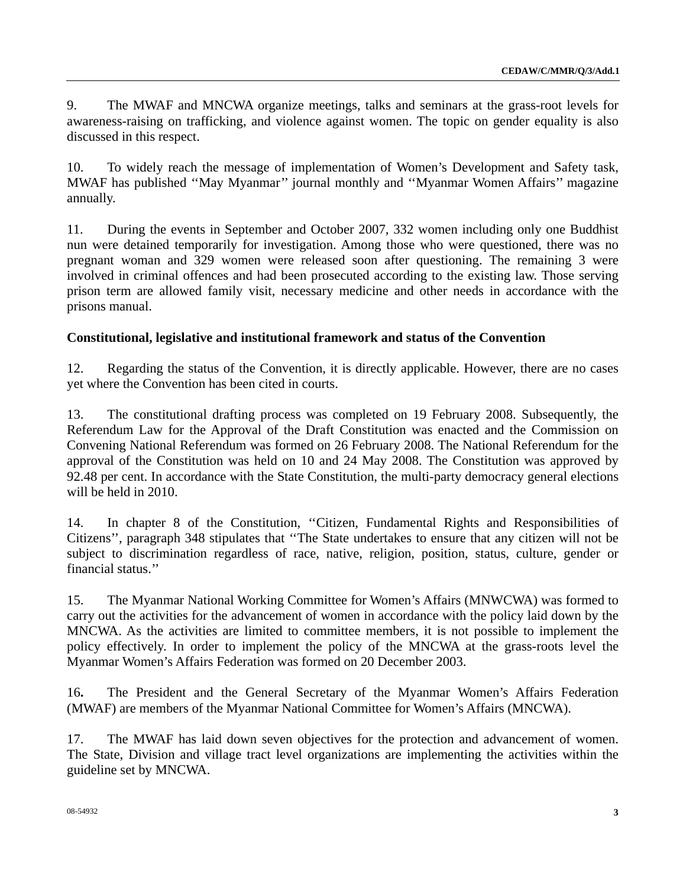9. The MWAF and MNCWA organize meetings, talks and seminars at the grass-root levels for awareness-raising on trafficking, and violence against women. The topic on gender equality is also discussed in this respect.

10. To widely reach the message of implementation of Women's Development and Safety task, MWAF has published ''May Myanmar'' journal monthly and ''Myanmar Women Affairs'' magazine annually.

11. During the events in September and October 2007, 332 women including only one Buddhist nun were detained temporarily for investigation. Among those who were questioned, there was no pregnant woman and 329 women were released soon after questioning. The remaining 3 were involved in criminal offences and had been prosecuted according to the existing law. Those serving prison term are allowed family visit, necessary medicine and other needs in accordance with the prisons manual.

**Constitutional, legislative and institutional framework and status of the Convention**

12. Regarding the status of the Convention, it is directly applicable. However, there are no cases yet where the Convention has been cited in courts.

13. The constitutional drafting process was completed on 19 February 2008. Subsequently, the Referendum Law for the Approval of the Draft Constitution was enacted and the Commission on Convening National Referendum was formed on 26 February 2008. The National Referendum for the approval of the Constitution was held on 10 and 24 May 2008. The Constitution was approved by 92.48 per cent. In accordance with the State Constitution, the multi-party democracy general elections will be held in 2010.

14. In chapter 8 of the Constitution, ''Citizen, Fundamental Rights and Responsibilities of Citizens'', paragraph 348 stipulates that ''The State undertakes to ensure that any citizen will not be subject to discrimination regardless of race, native, religion, position, status, culture, gender or financial status.''

15. The Myanmar National Working Committee for Women's Affairs (MNWCWA) was formed to carry out the activities for the advancement of women in accordance with the policy laid down by the MNCWA. As the activities are limited to committee members, it is not possible to implement the policy effectively. In order to implement the policy of the MNCWA at the grass-roots level the Myanmar Women's Affairs Federation was formed on 20 December 2003.

16**.** The President and the General Secretary of the Myanmar Women's Affairs Federation (MWAF) are members of the Myanmar National Committee for Women's Affairs (MNCWA).

17. The MWAF has laid down seven objectives for the protection and advancement of women. The State, Division and village tract level organizations are implementing the activities within the guideline set by MNCWA.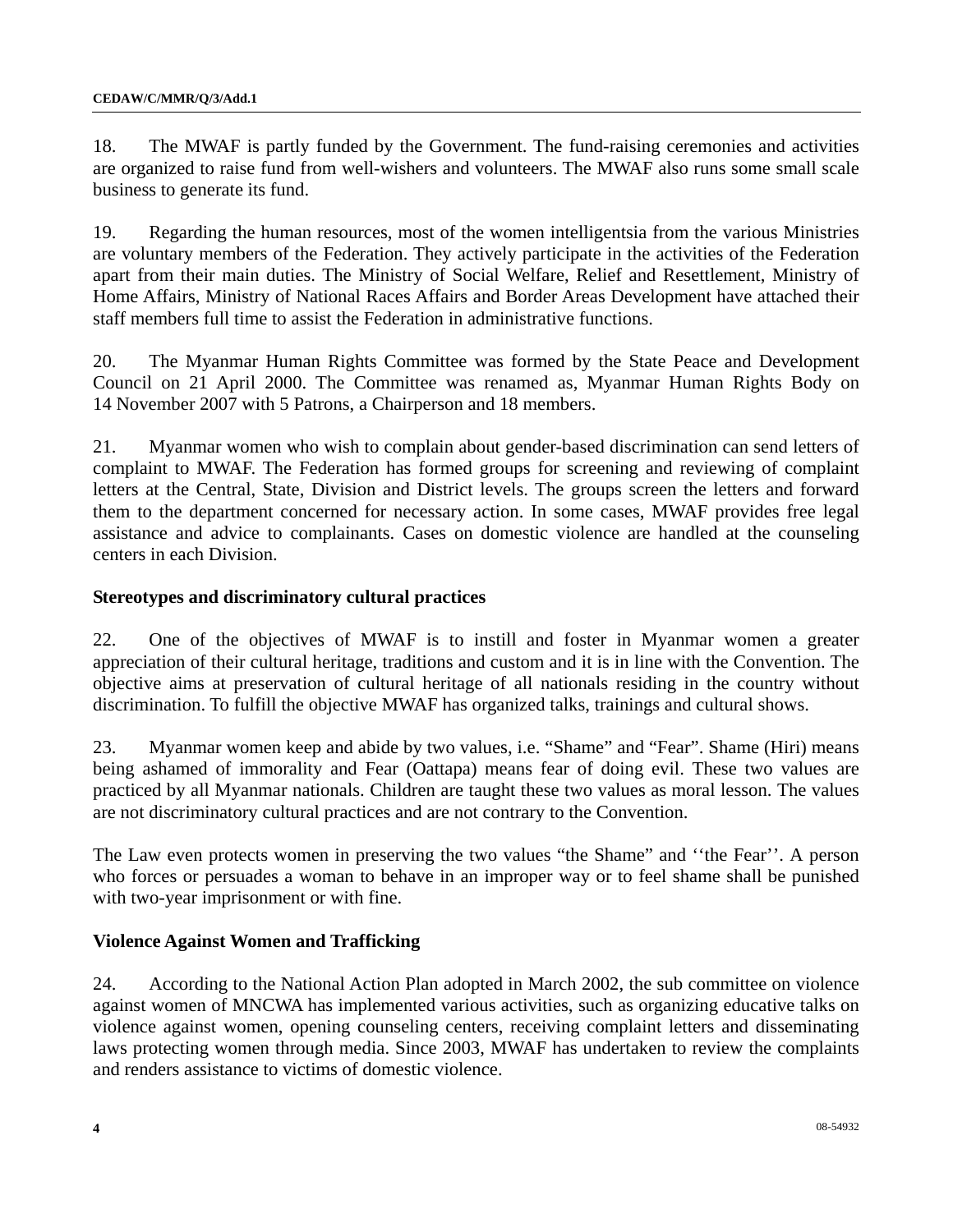18. The MWAF is partly funded by the Government. The fund-raising ceremonies and activities are organized to raise fund from well-wishers and volunteers. The MWAF also runs some small scale business to generate its fund.

19. Regarding the human resources, most of the women intelligentsia from the various Ministries are voluntary members of the Federation. They actively participate in the activities of the Federation apart from their main duties. The Ministry of Social Welfare, Relief and Resettlement, Ministry of Home Affairs, Ministry of National Races Affairs and Border Areas Development have attached their staff members full time to assist the Federation in administrative functions.

20. The Myanmar Human Rights Committee was formed by the State Peace and Development Council on 21 April 2000. The Committee was renamed as, Myanmar Human Rights Body on 14 November 2007 with 5 Patrons, a Chairperson and 18 members.

21. Myanmar women who wish to complain about gender-based discrimination can send letters of complaint to MWAF. The Federation has formed groups for screening and reviewing of complaint letters at the Central, State, Division and District levels. The groups screen the letters and forward them to the department concerned for necessary action. In some cases, MWAF provides free legal assistance and advice to complainants. Cases on domestic violence are handled at the counseling centers in each Division.

**Stereotypes and discriminatory cultural practices**

22. One of the objectives of MWAF is to instill and foster in Myanmar women a greater appreciation of their cultural heritage, traditions and custom and it is in line with the Convention. The objective aims at preservation of cultural heritage of all nationals residing in the country without discrimination. To fulfill the objective MWAF has organized talks, trainings and cultural shows.

23. Myanmar women keep and abide by two values, i.e. “Shame” and “Fear”. Shame (Hiri) means being ashamed of immorality and Fear (Oattapa) means fear of doing evil. These two values are practiced by all Myanmar nationals. Children are taught these two values as moral lesson. The values are not discriminatory cultural practices and are not contrary to the Convention.

The Law even protects women in preserving the two values “the Shame” and ‘‘the Fear’’. A person who forces or persuades a woman to behave in an improper way or to feel shame shall be punished with two-year imprisonment or with fine.

**Violence Against Women and Trafficking**

24. According to the National Action Plan adopted in March 2002, the sub committee on violence against women of MNCWA has implemented various activities, such as organizing educative talks on violence against women, opening counseling centers, receiving complaint letters and disseminating laws protecting women through media. Since 2003, MWAF has undertaken to review the complaints and renders assistance to victims of domestic violence.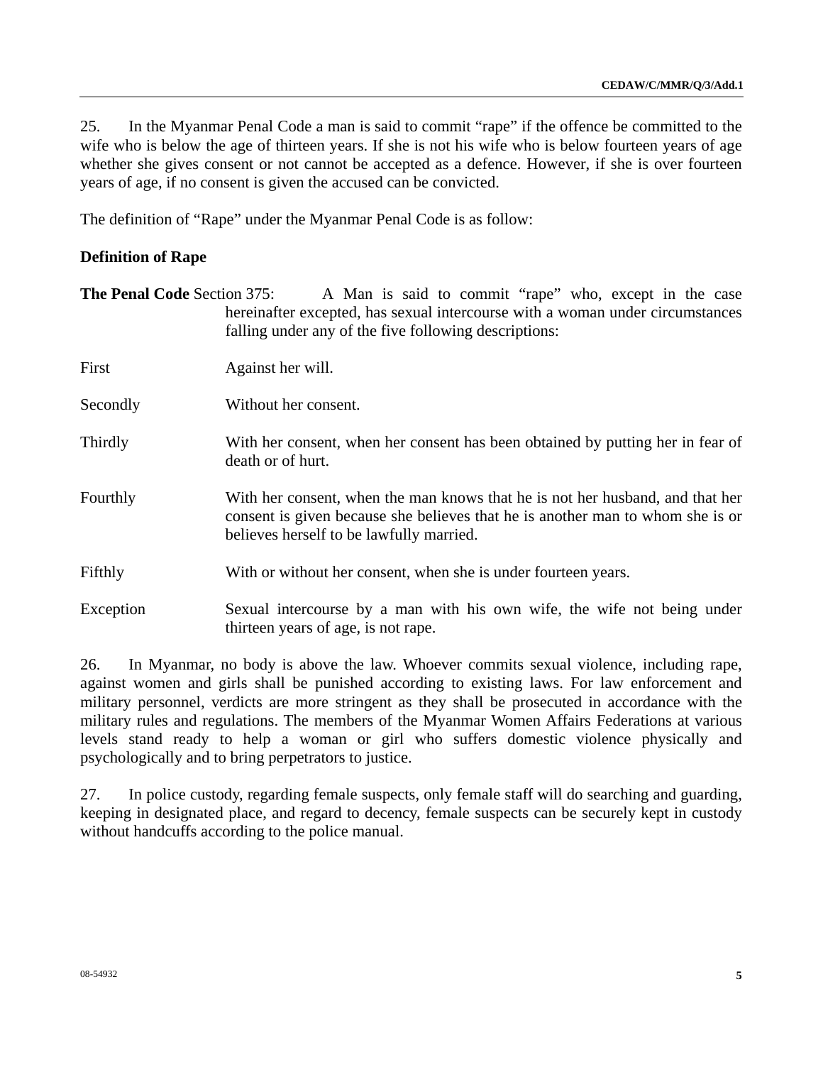25. In the Myanmar Penal Code a man is said to commit "rape" if the offence be committed to the wife who is below the age of thirteen years. If she is not his wife who is below fourteen years of age whether she gives consent or not cannot be accepted as a defence. However, if she is over fourteen years of age, if no consent is given the accused can be convicted.

The definition of "Rape" under the Myanmar Penal Code is as follow:

**Definition of Rape**

**The Penal Code** Section 375: A Man is said to commit "rape" who, except in the case hereinafter excepted, has sexual intercourse with a woman under circumstances falling under any of the five following descriptions:

First — Against her will.

Secondly — Without her consent.

Thirdly — With her consent, when her consent has been obtained by putting her in fear of death or of hurt.

Fourthly — With her consent, when the man knows that he is not her husband, and that her consent is given because she believes that he is another man to whom she is or believes herself to be lawfully married.

Fifthly — With or without her consent, when she is under fourteen years.

Exception — Sexual intercourse by a man with his own wife, the wife not being under thirteen years of age, is not rape.

26. In Myanmar, no body is above the law. Whoever commits sexual violence, including rape, against women and girls shall be punished according to existing laws. For law enforcement and military personnel, verdicts are more stringent as they shall be prosecuted in accordance with the military rules and regulations. The members of the Myanmar Women Affairs Federations at various levels stand ready to help a woman or girl who suffers domestic violence physically and psychologically and to bring perpetrators to justice.

27. In police custody, regarding female suspects, only female staff will do searching and guarding, keeping in designated place, and regard to decency, female suspects can be securely kept in custody without handcuffs according to the police manual.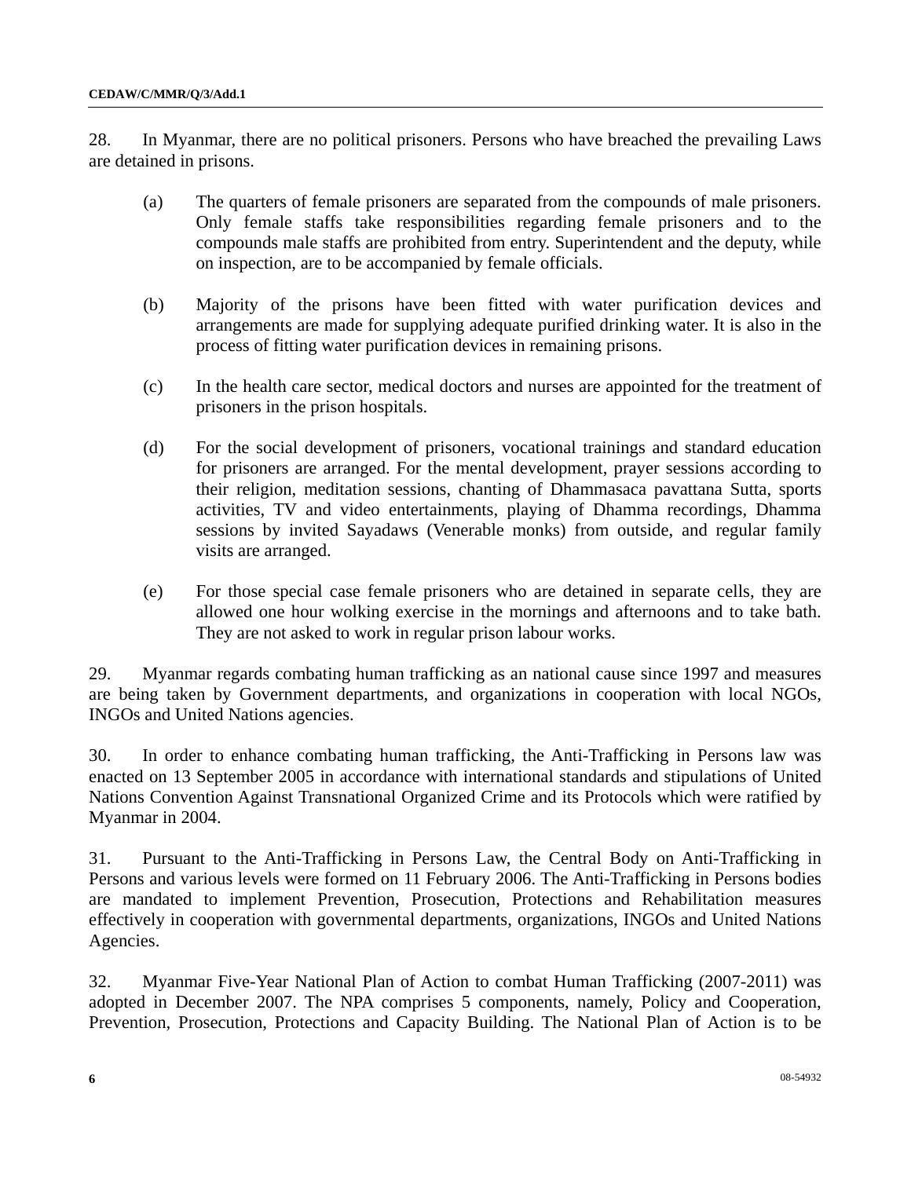28. In Myanmar, there are no political prisoners. Persons who have breached the prevailing Laws are detained in prisons.

(a) The quarters of female prisoners are separated from the compounds of male prisoners. Only female staffs take responsibilities regarding female prisoners and to the compounds male staffs are prohibited from entry. Superintendent and the deputy, while on inspection, are to be accompanied by female officials.

(b) Majority of the prisons have been fitted with water purification devices and arrangements are made for supplying adequate purified drinking water. It is also in the process of fitting water purification devices in remaining prisons.

(c) In the health care sector, medical doctors and nurses are appointed for the treatment of prisoners in the prison hospitals.

(d) For the social development of prisoners, vocational trainings and standard education for prisoners are arranged. For the mental development, prayer sessions according to their religion, meditation sessions, chanting of Dhammasaca pavattana Sutta, sports activities, TV and video entertainments, playing of Dhamma recordings, Dhamma sessions by invited Sayadaws (Venerable monks) from outside, and regular family visits are arranged.

(e) For those special case female prisoners who are detained in separate cells, they are allowed one hour wolking exercise in the mornings and afternoons and to take bath. They are not asked to work in regular prison labour works.

29. Myanmar regards combating human trafficking as an national cause since 1997 and measures are being taken by Government departments, and organizations in cooperation with local NGOs, INGOs and United Nations agencies.

30. In order to enhance combating human trafficking, the Anti-Trafficking in Persons law was enacted on 13 September 2005 in accordance with international standards and stipulations of United Nations Convention Against Transnational Organized Crime and its Protocols which were ratified by Myanmar in 2004.

31. Pursuant to the Anti-Trafficking in Persons Law, the Central Body on Anti-Trafficking in Persons and various levels were formed on 11 February 2006. The Anti-Trafficking in Persons bodies are mandated to implement Prevention, Prosecution, Protections and Rehabilitation measures effectively in cooperation with governmental departments, organizations, INGOs and United Nations Agencies.

32. Myanmar Five-Year National Plan of Action to combat Human Trafficking (2007-2011) was adopted in December 2007. The NPA comprises 5 components, namely, Policy and Cooperation, Prevention, Prosecution, Protections and Capacity Building. The National Plan of Action is to be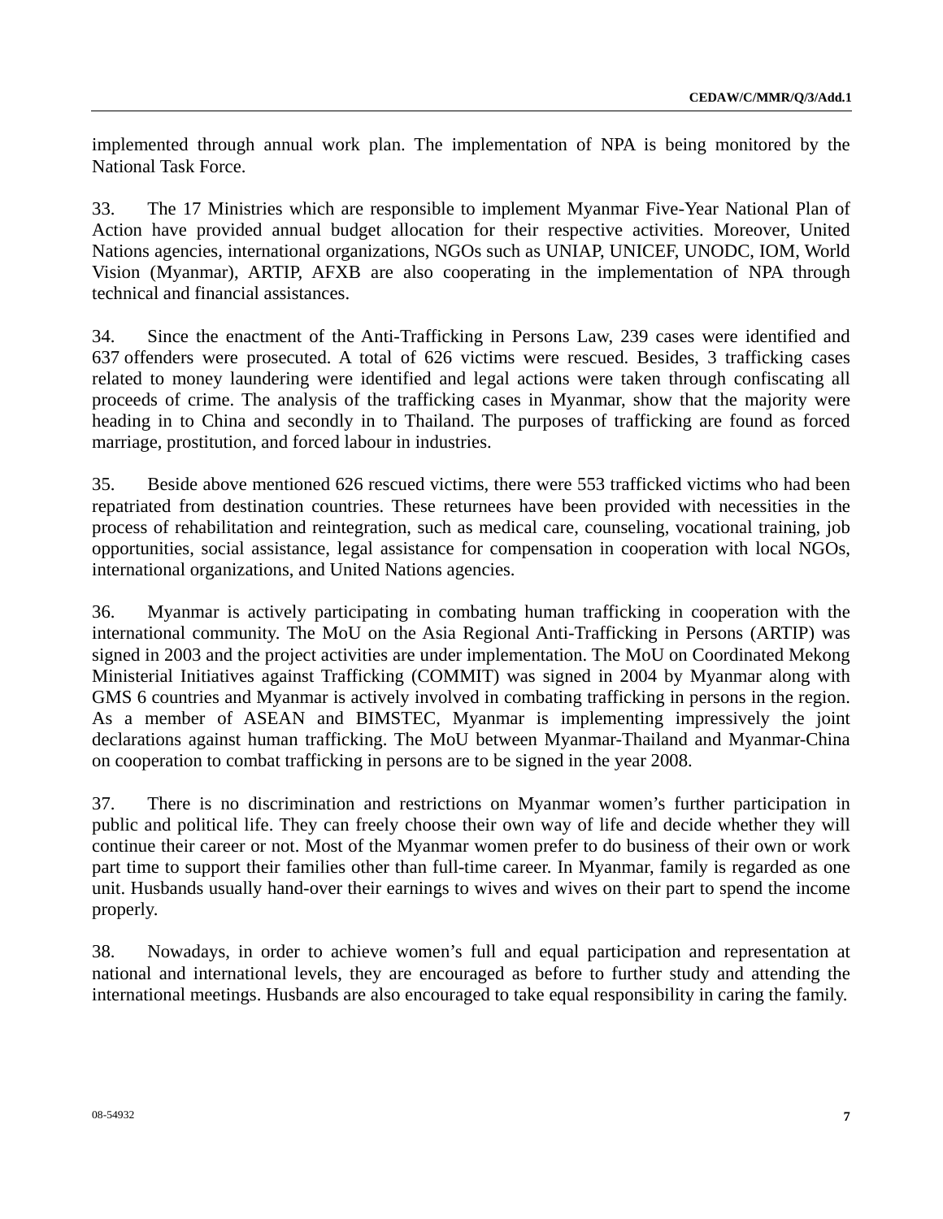implemented through annual work plan. The implementation of NPA is being monitored by the National Task Force.

33. The 17 Ministries which are responsible to implement Myanmar Five-Year National Plan of Action have provided annual budget allocation for their respective activities. Moreover, United Nations agencies, international organizations, NGOs such as UNIAP, UNICEF, UNODC, IOM, World Vision (Myanmar), ARTIP, AFXB are also cooperating in the implementation of NPA through technical and financial assistances.

34. Since the enactment of the Anti-Trafficking in Persons Law, 239 cases were identified and 637 offenders were prosecuted. A total of 626 victims were rescued. Besides, 3 trafficking cases related to money laundering were identified and legal actions were taken through confiscating all proceeds of crime. The analysis of the trafficking cases in Myanmar, show that the majority were heading in to China and secondly in to Thailand. The purposes of trafficking are found as forced marriage, prostitution, and forced labour in industries.

35. Beside above mentioned 626 rescued victims, there were 553 trafficked victims who had been repatriated from destination countries. These returnees have been provided with necessities in the process of rehabilitation and reintegration, such as medical care, counseling, vocational training, job opportunities, social assistance, legal assistance for compensation in cooperation with local NGOs, international organizations, and United Nations agencies.

36. Myanmar is actively participating in combating human trafficking in cooperation with the international community. The MoU on the Asia Regional Anti-Trafficking in Persons (ARTIP) was signed in 2003 and the project activities are under implementation. The MoU on Coordinated Mekong Ministerial Initiatives against Trafficking (COMMIT) was signed in 2004 by Myanmar along with GMS 6 countries and Myanmar is actively involved in combating trafficking in persons in the region. As a member of ASEAN and BIMSTEC, Myanmar is implementing impressively the joint declarations against human trafficking. The MoU between Myanmar-Thailand and Myanmar-China on cooperation to combat trafficking in persons are to be signed in the year 2008.

37. There is no discrimination and restrictions on Myanmar women's further participation in public and political life. They can freely choose their own way of life and decide whether they will continue their career or not. Most of the Myanmar women prefer to do business of their own or work part time to support their families other than full-time career. In Myanmar, family is regarded as one unit. Husbands usually hand-over their earnings to wives and wives on their part to spend the income properly.

38. Nowadays, in order to achieve women's full and equal participation and representation at national and international levels, they are encouraged as before to further study and attending the international meetings. Husbands are also encouraged to take equal responsibility in caring the family.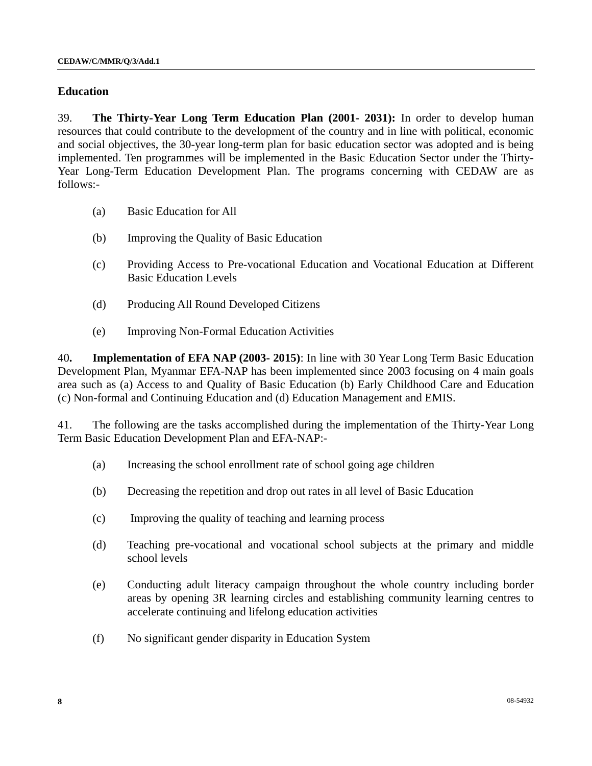## Education

39. **The Thirty-Year Long Term Education Plan (2001- 2031):** In order to develop human resources that could contribute to the development of the country and in line with political, economic and social objectives, the 30-year long-term plan for basic education sector was adopted and is being implemented. Ten programmes will be implemented in the Basic Education Sector under the Thirty-Year Long-Term Education Development Plan. The programs concerning with CEDAW are as follows:-

(a) Basic Education for All

(b) Improving the Quality of Basic Education

(c) Providing Access to Pre-vocational Education and Vocational Education at Different Basic Education Levels

(d) Producing All Round Developed Citizens

(e) Improving Non-Formal Education Activities

40**.** **Implementation of EFA NAP (2003- 2015)**: In line with 30 Year Long Term Basic Education Development Plan, Myanmar EFA-NAP has been implemented since 2003 focusing on 4 main goals area such as (a) Access to and Quality of Basic Education (b) Early Childhood Care and Education (c) Non-formal and Continuing Education and (d) Education Management and EMIS.

41. The following are the tasks accomplished during the implementation of the Thirty-Year Long Term Basic Education Development Plan and EFA-NAP:-

(a) Increasing the school enrollment rate of school going age children

(b) Decreasing the repetition and drop out rates in all level of Basic Education

(c) Improving the quality of teaching and learning process

(d) Teaching pre-vocational and vocational school subjects at the primary and middle school levels

(e) Conducting adult literacy campaign throughout the whole country including border areas by opening 3R learning circles and establishing community learning centres to accelerate continuing and lifelong education activities

(f) No significant gender disparity in Education System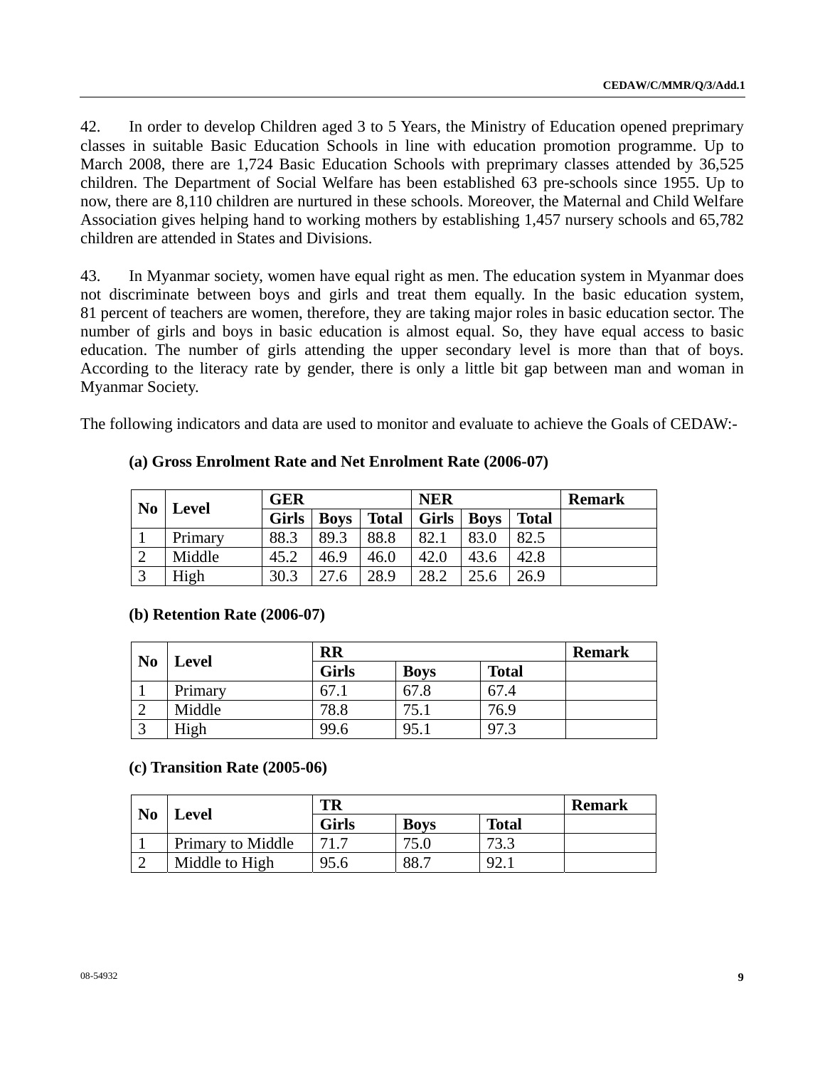42. In order to develop Children aged 3 to 5 Years, the Ministry of Education opened preprimary classes in suitable Basic Education Schools in line with education promotion programme. Up to March 2008, there are 1,724 Basic Education Schools with preprimary classes attended by 36,525 children. The Department of Social Welfare has been established 63 pre-schools since 1955. Up to now, there are 8,110 children are nurtured in these schools. Moreover, the Maternal and Child Welfare Association gives helping hand to working mothers by establishing 1,457 nursery schools and 65,782 children are attended in States and Divisions.

43. In Myanmar society, women have equal right as men. The education system in Myanmar does not discriminate between boys and girls and treat them equally. In the basic education system, 81 percent of teachers are women, therefore, they are taking major roles in basic education sector. The number of girls and boys in basic education is almost equal. So, they have equal access to basic education. The number of girls attending the upper secondary level is more than that of boys. According to the literacy rate by gender, there is only a little bit gap between man and woman in Myanmar Society.

The following indicators and data are used to monitor and evaluate to achieve the Goals of CEDAW:-

**(a) Gross Enrolment Rate and Net Enrolment Rate (2006-07)**

| No | Level | GER | | | NER | | | Remark |
|---|---|---|---|---|---|---|---|---|
| | | Girls | Boys | Total | Girls | Boys | Total | |
| 1 | Primary | 88.3 | 89.3 | 88.8 | 82.1 | 83.0 | 82.5 | |
| 2 | Middle | 45.2 | 46.9 | 46.0 | 42.0 | 43.6 | 42.8 | |
| 3 | High | 30.3 | 27.6 | 28.9 | 28.2 | 25.6 | 26.9 | |

**(b) Retention Rate (2006-07)**

| No | Level | RR | | | Remark |
|---|---|---|---|---|---|
| | | Girls | Boys | Total | |
| 1 | Primary | 67.1 | 67.8 | 67.4 | |
| 2 | Middle | 78.8 | 75.1 | 76.9 | |
| 3 | High | 99.6 | 95.1 | 97.3 | |

**(c) Transition Rate (2005-06)**

| No | Level | TR | | | Remark |
|---|---|---|---|---|---|
| | | Girls | Boys | Total | |
| 1 | Primary to Middle | 71.7 | 75.0 | 73.3 | |
| 2 | Middle to High | 95.6 | 88.7 | 92.1 | |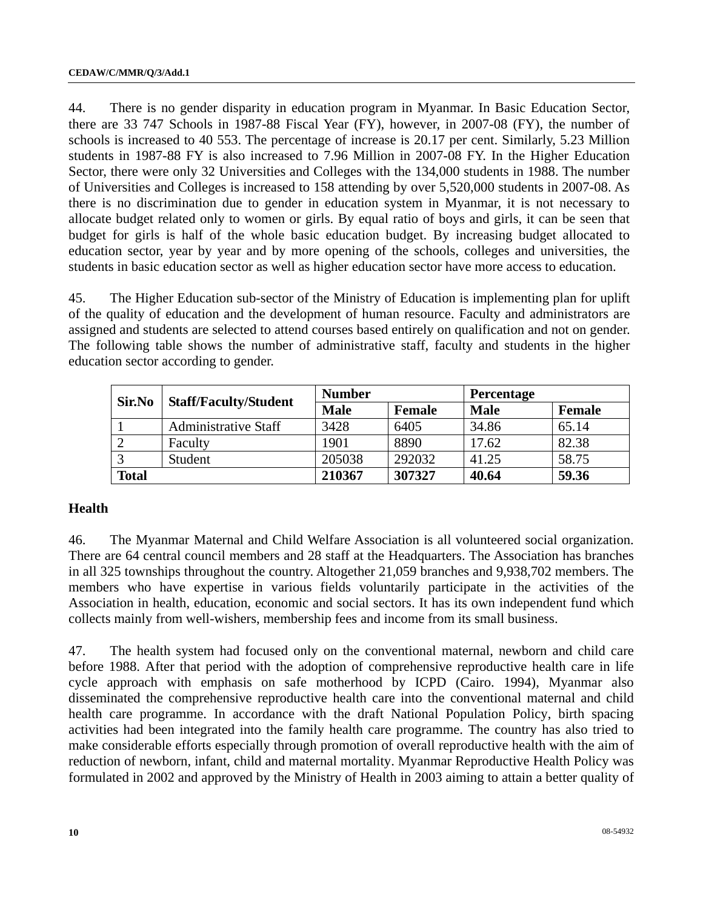44. There is no gender disparity in education program in Myanmar. In Basic Education Sector, there are 33 747 Schools in 1987-88 Fiscal Year (FY), however, in 2007-08 (FY), the number of schools is increased to 40 553. The percentage of increase is 20.17 per cent. Similarly, 5.23 Million students in 1987-88 FY is also increased to 7.96 Million in 2007-08 FY. In the Higher Education Sector, there were only 32 Universities and Colleges with the 134,000 students in 1988. The number of Universities and Colleges is increased to 158 attending by over 5,520,000 students in 2007-08. As there is no discrimination due to gender in education system in Myanmar, it is not necessary to allocate budget related only to women or girls. By equal ratio of boys and girls, it can be seen that budget for girls is half of the whole basic education budget. By increasing budget allocated to education sector, year by year and by more opening of the schools, colleges and universities, the students in basic education sector as well as higher education sector have more access to education.

45. The Higher Education sub-sector of the Ministry of Education is implementing plan for uplift of the quality of education and the development of human resource. Faculty and administrators are assigned and students are selected to attend courses based entirely on qualification and not on gender. The following table shows the number of administrative staff, faculty and students in the higher education sector according to gender.

| Sir.No | Staff/Faculty/Student | Number | | Percentage | |
|---|---|---|---|---|---|
| | | Male | Female | Male | Female |
| 1 | Administrative Staff | 3428 | 6405 | 34.86 | 65.14 |
| 2 | Faculty | 1901 | 8890 | 17.62 | 82.38 |
| 3 | Student | 205038 | 292032 | 41.25 | 58.75 |
| **Total** | | **210367** | **307327** | **40.64** | **59.36** |

## Health

46. The Myanmar Maternal and Child Welfare Association is all volunteered social organization. There are 64 central council members and 28 staff at the Headquarters. The Association has branches in all 325 townships throughout the country. Altogether 21,059 branches and 9,938,702 members. The members who have expertise in various fields voluntarily participate in the activities of the Association in health, education, economic and social sectors. It has its own independent fund which collects mainly from well-wishers, membership fees and income from its small business.

47. The health system had focused only on the conventional maternal, newborn and child care before 1988. After that period with the adoption of comprehensive reproductive health care in life cycle approach with emphasis on safe motherhood by ICPD (Cairo. 1994), Myanmar also disseminated the comprehensive reproductive health care into the conventional maternal and child health care programme. In accordance with the draft National Population Policy, birth spacing activities had been integrated into the family health care programme. The country has also tried to make considerable efforts especially through promotion of overall reproductive health with the aim of reduction of newborn, infant, child and maternal mortality. Myanmar Reproductive Health Policy was formulated in 2002 and approved by the Ministry of Health in 2003 aiming to attain a better quality of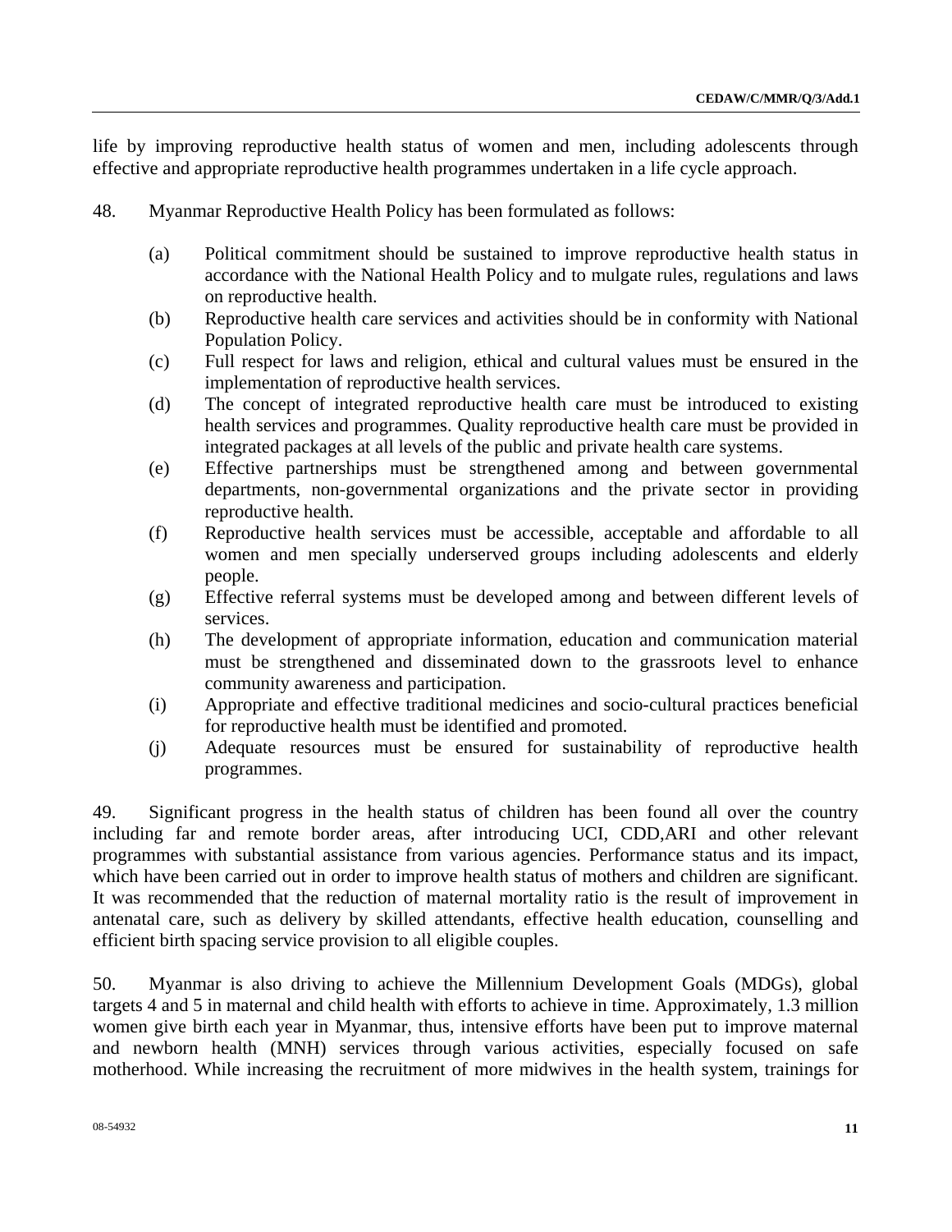life by improving reproductive health status of women and men, including adolescents through effective and appropriate reproductive health programmes undertaken in a life cycle approach.

48. Myanmar Reproductive Health Policy has been formulated as follows:

(a) Political commitment should be sustained to improve reproductive health status in accordance with the National Health Policy and to mulgate rules, regulations and laws on reproductive health.

(b) Reproductive health care services and activities should be in conformity with National Population Policy.

(c) Full respect for laws and religion, ethical and cultural values must be ensured in the implementation of reproductive health services.

(d) The concept of integrated reproductive health care must be introduced to existing health services and programmes. Quality reproductive health care must be provided in integrated packages at all levels of the public and private health care systems.

(e) Effective partnerships must be strengthened among and between governmental departments, non-governmental organizations and the private sector in providing reproductive health.

(f) Reproductive health services must be accessible, acceptable and affordable to all women and men specially underserved groups including adolescents and elderly people.

(g) Effective referral systems must be developed among and between different levels of services.

(h) The development of appropriate information, education and communication material must be strengthened and disseminated down to the grassroots level to enhance community awareness and participation.

(i) Appropriate and effective traditional medicines and socio-cultural practices beneficial for reproductive health must be identified and promoted.

(j) Adequate resources must be ensured for sustainability of reproductive health programmes.

49. Significant progress in the health status of children has been found all over the country including far and remote border areas, after introducing UCI, CDD,ARI and other relevant programmes with substantial assistance from various agencies. Performance status and its impact, which have been carried out in order to improve health status of mothers and children are significant. It was recommended that the reduction of maternal mortality ratio is the result of improvement in antenatal care, such as delivery by skilled attendants, effective health education, counselling and efficient birth spacing service provision to all eligible couples.

50. Myanmar is also driving to achieve the Millennium Development Goals (MDGs), global targets 4 and 5 in maternal and child health with efforts to achieve in time. Approximately, 1.3 million women give birth each year in Myanmar, thus, intensive efforts have been put to improve maternal and newborn health (MNH) services through various activities, especially focused on safe motherhood. While increasing the recruitment of more midwives in the health system, trainings for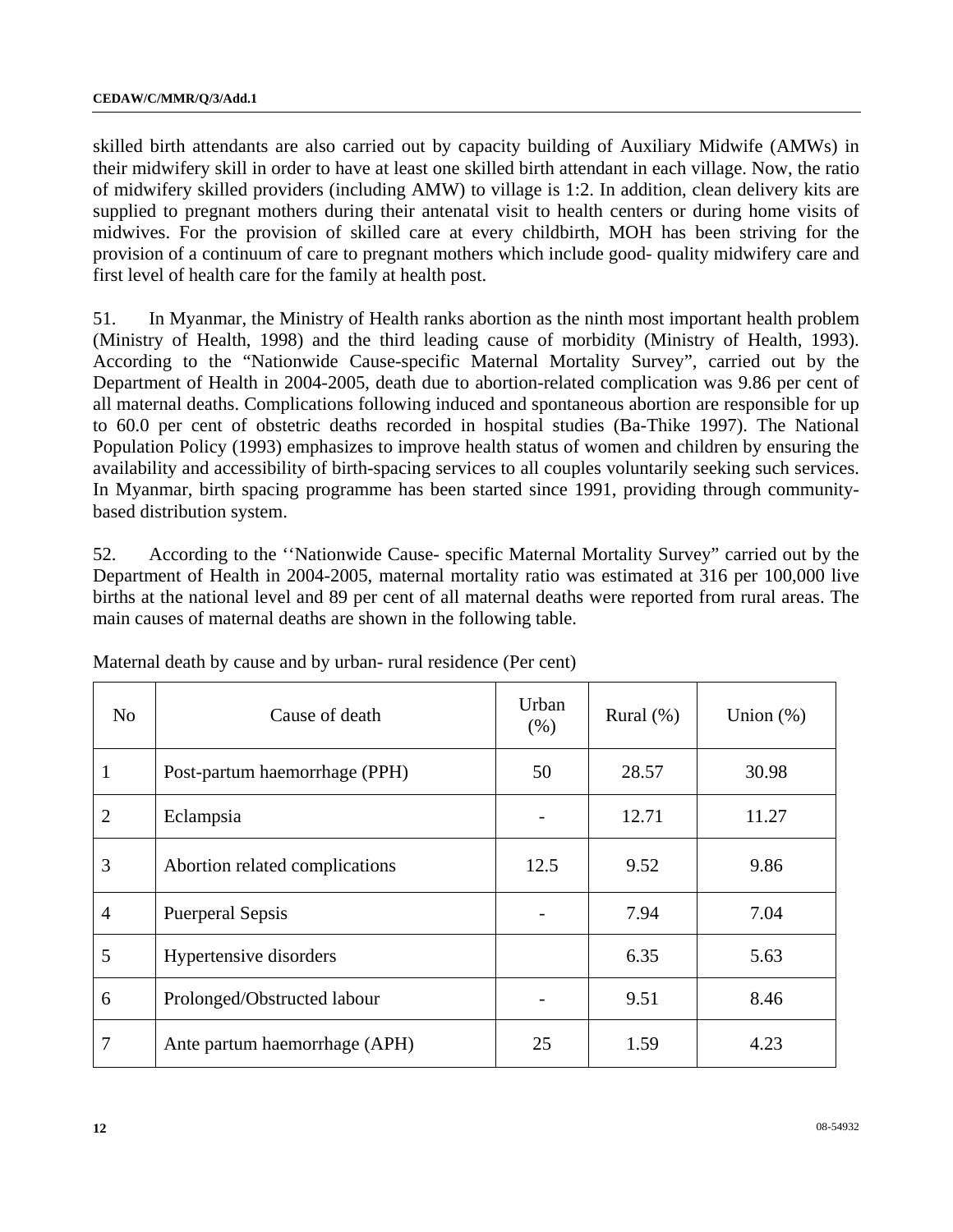skilled birth attendants are also carried out by capacity building of Auxiliary Midwife (AMWs) in their midwifery skill in order to have at least one skilled birth attendant in each village. Now, the ratio of midwifery skilled providers (including AMW) to village is 1:2. In addition, clean delivery kits are supplied to pregnant mothers during their antenatal visit to health centers or during home visits of midwives. For the provision of skilled care at every childbirth, MOH has been striving for the provision of a continuum of care to pregnant mothers which include good- quality midwifery care and first level of health care for the family at health post.

51. In Myanmar, the Ministry of Health ranks abortion as the ninth most important health problem (Ministry of Health, 1998) and the third leading cause of morbidity (Ministry of Health, 1993). According to the "Nationwide Cause-specific Maternal Mortality Survey", carried out by the Department of Health in 2004-2005, death due to abortion-related complication was 9.86 per cent of all maternal deaths. Complications following induced and spontaneous abortion are responsible for up to 60.0 per cent of obstetric deaths recorded in hospital studies (Ba-Thike 1997). The National Population Policy (1993) emphasizes to improve health status of women and children by ensuring the availability and accessibility of birth-spacing services to all couples voluntarily seeking such services. In Myanmar, birth spacing programme has been started since 1991, providing through community-based distribution system.

52. According to the ''Nationwide Cause- specific Maternal Mortality Survey" carried out by the Department of Health in 2004-2005, maternal mortality ratio was estimated at 316 per 100,000 live births at the national level and 89 per cent of all maternal deaths were reported from rural areas. The main causes of maternal deaths are shown in the following table.

Maternal death by cause and by urban- rural residence (Per cent)

| No | Cause of death | Urban (%) | Rural (%) | Union (%) |
|---|---|---|---|---|
| 1 | Post-partum haemorrhage (PPH) | 50 | 28.57 | 30.98 |
| 2 | Eclampsia | - | 12.71 | 11.27 |
| 3 | Abortion related complications | 12.5 | 9.52 | 9.86 |
| 4 | Puerperal Sepsis | - | 7.94 | 7.04 |
| 5 | Hypertensive disorders | | 6.35 | 5.63 |
| 6 | Prolonged/Obstructed labour | - | 9.51 | 8.46 |
| 7 | Ante partum haemorrhage (APH) | 25 | 1.59 | 4.23 |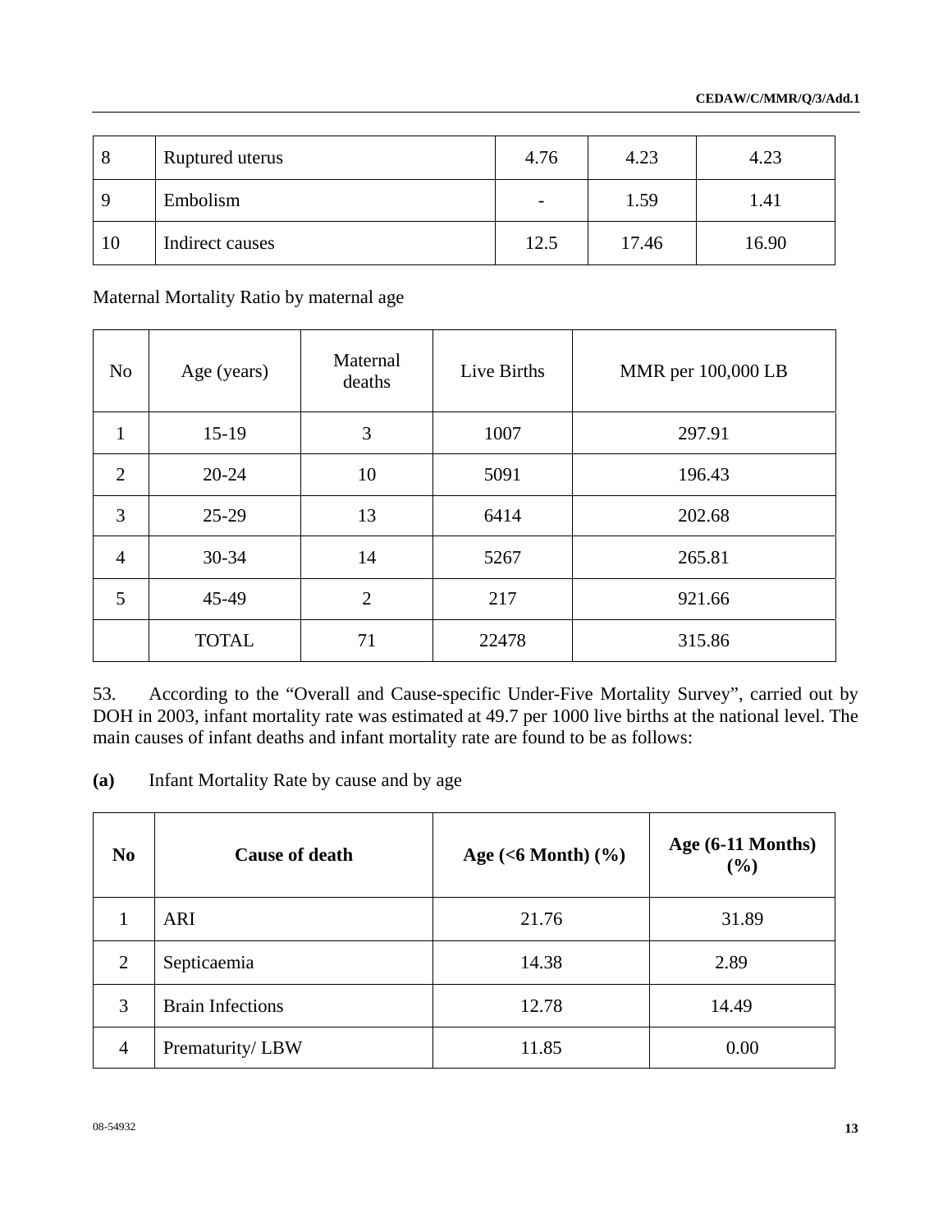| 8 | Ruptured uterus | 4.76 | 4.23 | 4.23 |
|---|---|---|---|---|
| 9 | Embolism | - | 1.59 | 1.41 |
| 10 | Indirect causes | 12.5 | 17.46 | 16.90 |

Maternal Mortality Ratio by maternal age

| No | Age (years) | Maternal deaths | Live Births | MMR per 100,000 LB |
|---|---|---|---|---|
| 1 | 15-19 | 3 | 1007 | 297.91 |
| 2 | 20-24 | 10 | 5091 | 196.43 |
| 3 | 25-29 | 13 | 6414 | 202.68 |
| 4 | 30-34 | 14 | 5267 | 265.81 |
| 5 | 45-49 | 2 | 217 | 921.66 |
| | TOTAL | 71 | 22478 | 315.86 |

53. According to the "Overall and Cause-specific Under-Five Mortality Survey", carried out by DOH in 2003, infant mortality rate was estimated at 49.7 per 1000 live births at the national level. The main causes of infant deaths and infant mortality rate are found to be as follows:

**(a)** Infant Mortality Rate by cause and by age

| **No** | **Cause of death** | **Age (<6 Month) (%)** | **Age (6-11 Months) (%)** |
|---|---|---|---|
| 1 | ARI | 21.76 | 31.89 |
| 2 | Septicaemia | 14.38 | 2.89 |
| 3 | Brain Infections | 12.78 | 14.49 |
| 4 | Prematurity/ LBW | 11.85 | 0.00 |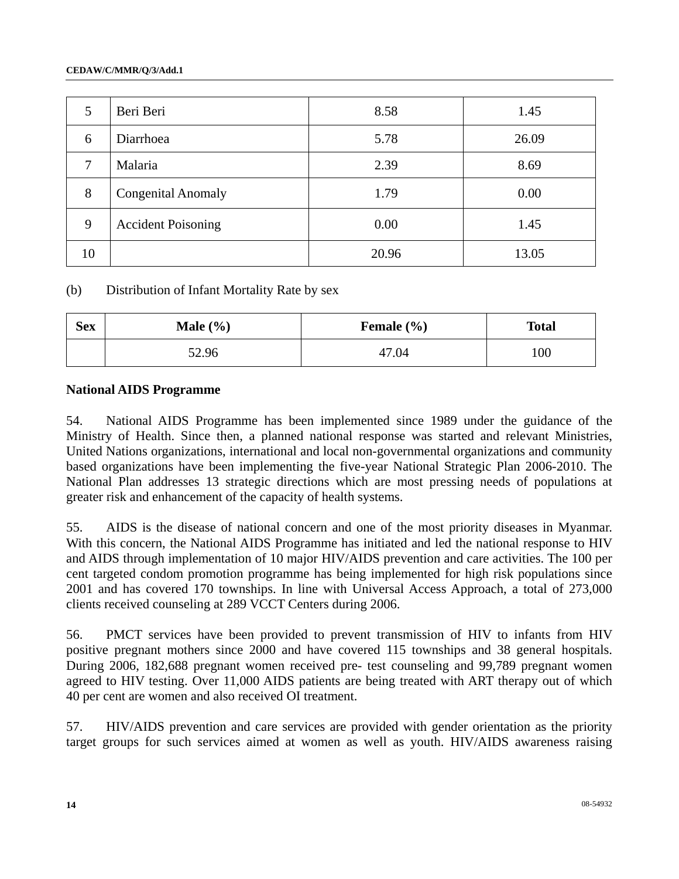| 5 | Beri Beri | 8.58 | 1.45 |
|---|---|---|---|
| 6 | Diarrhoea | 5.78 | 26.09 |
| 7 | Malaria | 2.39 | 8.69 |
| 8 | Congenital Anomaly | 1.79 | 0.00 |
| 9 | Accident Poisoning | 0.00 | 1.45 |
| 10 | | 20.96 | 13.05 |

(b) Distribution of Infant Mortality Rate by sex

| Sex | Male (%) | Female (%) | Total |
|---|---|---|---|
| | 52.96 | 47.04 | 100 |

**National AIDS Programme**

54. National AIDS Programme has been implemented since 1989 under the guidance of the Ministry of Health. Since then, a planned national response was started and relevant Ministries, United Nations organizations, international and local non-governmental organizations and community based organizations have been implementing the five-year National Strategic Plan 2006-2010. The National Plan addresses 13 strategic directions which are most pressing needs of populations at greater risk and enhancement of the capacity of health systems.

55. AIDS is the disease of national concern and one of the most priority diseases in Myanmar. With this concern, the National AIDS Programme has initiated and led the national response to HIV and AIDS through implementation of 10 major HIV/AIDS prevention and care activities. The 100 per cent targeted condom promotion programme has being implemented for high risk populations since 2001 and has covered 170 townships. In line with Universal Access Approach, a total of 273,000 clients received counseling at 289 VCCT Centers during 2006.

56. PMCT services have been provided to prevent transmission of HIV to infants from HIV positive pregnant mothers since 2000 and have covered 115 townships and 38 general hospitals. During 2006, 182,688 pregnant women received pre- test counseling and 99,789 pregnant women agreed to HIV testing. Over 11,000 AIDS patients are being treated with ART therapy out of which 40 per cent are women and also received OI treatment.

57. HIV/AIDS prevention and care services are provided with gender orientation as the priority target groups for such services aimed at women as well as youth. HIV/AIDS awareness raising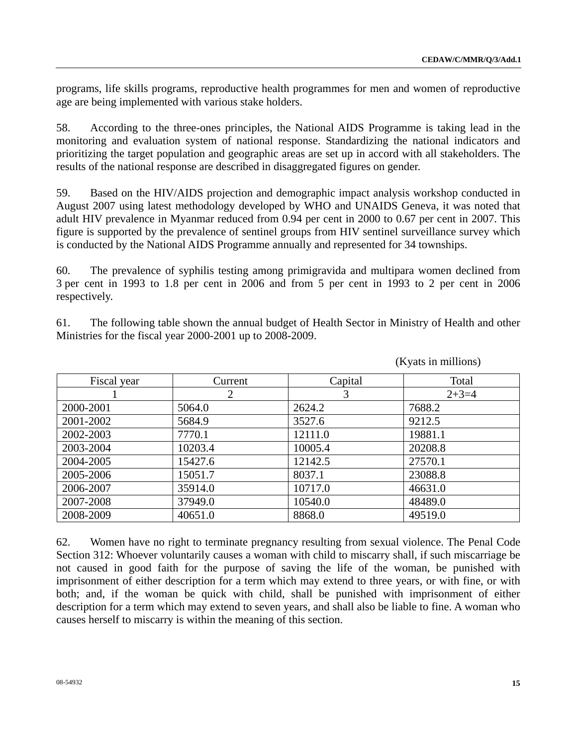programs, life skills programs, reproductive health programmes for men and women of reproductive age are being implemented with various stake holders.

58. According to the three-ones principles, the National AIDS Programme is taking lead in the monitoring and evaluation system of national response. Standardizing the national indicators and prioritizing the target population and geographic areas are set up in accord with all stakeholders. The results of the national response are described in disaggregated figures on gender.

59. Based on the HIV/AIDS projection and demographic impact analysis workshop conducted in August 2007 using latest methodology developed by WHO and UNAIDS Geneva, it was noted that adult HIV prevalence in Myanmar reduced from 0.94 per cent in 2000 to 0.67 per cent in 2007. This figure is supported by the prevalence of sentinel groups from HIV sentinel surveillance survey which is conducted by the National AIDS Programme annually and represented for 34 townships.

60. The prevalence of syphilis testing among primigravida and multipara women declined from 3 per cent in 1993 to 1.8 per cent in 2006 and from 5 per cent in 1993 to 2 per cent in 2006 respectively.

61. The following table shown the annual budget of Health Sector in Ministry of Health and other Ministries for the fiscal year 2000-2001 up to 2008-2009.

(Kyats in millions)

| Fiscal year | Current | Capital | Total |
|---|---|---|---|
| 1 | 2 | 3 | 2+3=4 |
| 2000-2001 | 5064.0 | 2624.2 | 7688.2 |
| 2001-2002 | 5684.9 | 3527.6 | 9212.5 |
| 2002-2003 | 7770.1 | 12111.0 | 19881.1 |
| 2003-2004 | 10203.4 | 10005.4 | 20208.8 |
| 2004-2005 | 15427.6 | 12142.5 | 27570.1 |
| 2005-2006 | 15051.7 | 8037.1 | 23088.8 |
| 2006-2007 | 35914.0 | 10717.0 | 46631.0 |
| 2007-2008 | 37949.0 | 10540.0 | 48489.0 |
| 2008-2009 | 40651.0 | 8868.0 | 49519.0 |

62. Women have no right to terminate pregnancy resulting from sexual violence. The Penal Code Section 312: Whoever voluntarily causes a woman with child to miscarry shall, if such miscarriage be not caused in good faith for the purpose of saving the life of the woman, be punished with imprisonment of either description for a term which may extend to three years, or with fine, or with both; and, if the woman be quick with child, shall be punished with imprisonment of either description for a term which may extend to seven years, and shall also be liable to fine. A woman who causes herself to miscarry is within the meaning of this section.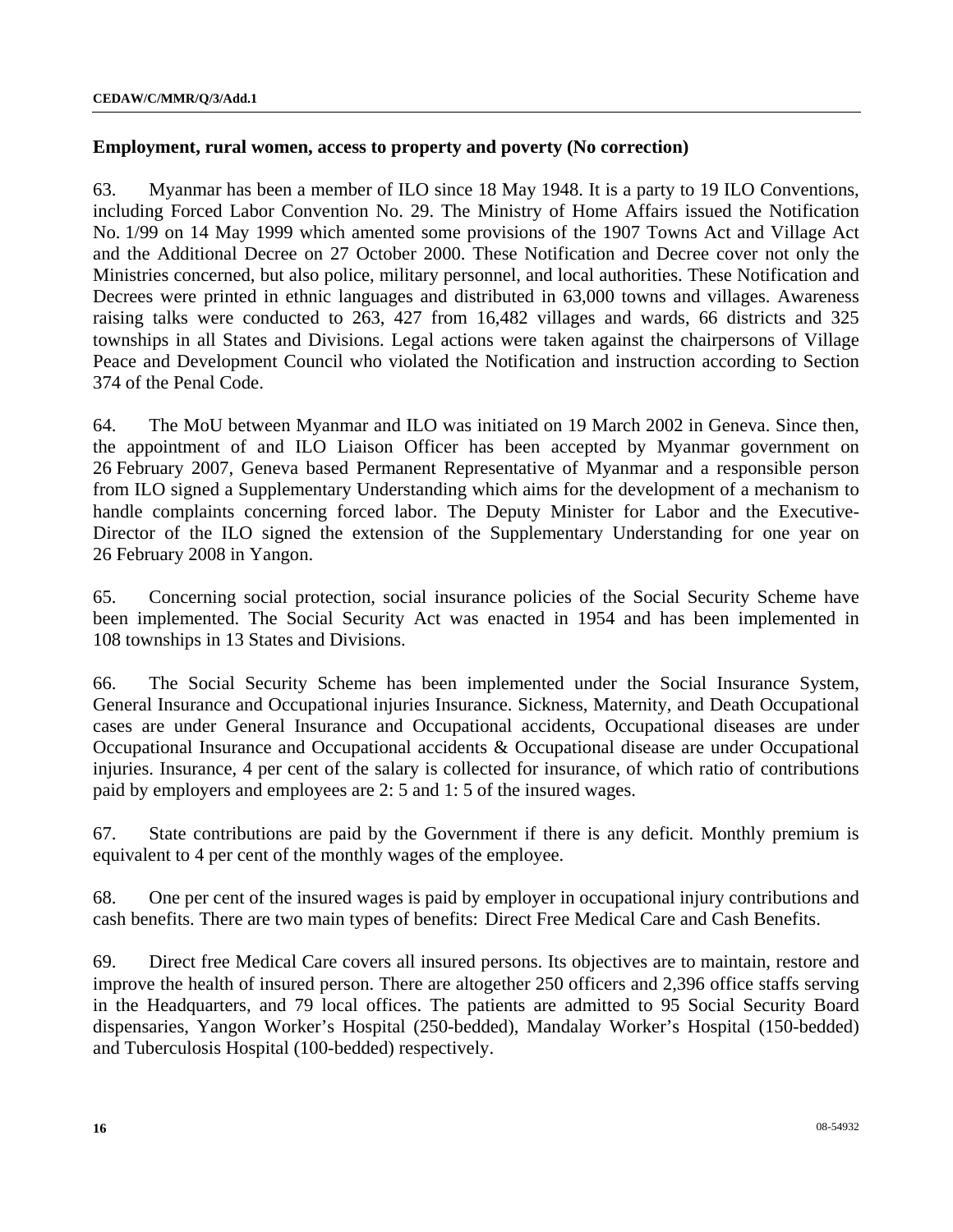## Employment, rural women, access to property and poverty (No correction)

63. Myanmar has been a member of ILO since 18 May 1948. It is a party to 19 ILO Conventions, including Forced Labor Convention No. 29. The Ministry of Home Affairs issued the Notification No. 1/99 on 14 May 1999 which amented some provisions of the 1907 Towns Act and Village Act and the Additional Decree on 27 October 2000. These Notification and Decree cover not only the Ministries concerned, but also police, military personnel, and local authorities. These Notification and Decrees were printed in ethnic languages and distributed in 63,000 towns and villages. Awareness raising talks were conducted to 263, 427 from 16,482 villages and wards, 66 districts and 325 townships in all States and Divisions. Legal actions were taken against the chairpersons of Village Peace and Development Council who violated the Notification and instruction according to Section 374 of the Penal Code.

64. The MoU between Myanmar and ILO was initiated on 19 March 2002 in Geneva. Since then, the appointment of and ILO Liaison Officer has been accepted by Myanmar government on 26 February 2007, Geneva based Permanent Representative of Myanmar and a responsible person from ILO signed a Supplementary Understanding which aims for the development of a mechanism to handle complaints concerning forced labor. The Deputy Minister for Labor and the Executive-Director of the ILO signed the extension of the Supplementary Understanding for one year on 26 February 2008 in Yangon.

65. Concerning social protection, social insurance policies of the Social Security Scheme have been implemented. The Social Security Act was enacted in 1954 and has been implemented in 108 townships in 13 States and Divisions.

66. The Social Security Scheme has been implemented under the Social Insurance System, General Insurance and Occupational injuries Insurance. Sickness, Maternity, and Death Occupational cases are under General Insurance and Occupational accidents, Occupational diseases are under Occupational Insurance and Occupational accidents & Occupational disease are under Occupational injuries. Insurance, 4 per cent of the salary is collected for insurance, of which ratio of contributions paid by employers and employees are 2: 5 and 1: 5 of the insured wages.

67. State contributions are paid by the Government if there is any deficit. Monthly premium is equivalent to 4 per cent of the monthly wages of the employee.

68. One per cent of the insured wages is paid by employer in occupational injury contributions and cash benefits. There are two main types of benefits: Direct Free Medical Care and Cash Benefits.

69. Direct free Medical Care covers all insured persons. Its objectives are to maintain, restore and improve the health of insured person. There are altogether 250 officers and 2,396 office staffs serving in the Headquarters, and 79 local offices. The patients are admitted to 95 Social Security Board dispensaries, Yangon Worker's Hospital (250-bedded), Mandalay Worker's Hospital (150-bedded) and Tuberculosis Hospital (100-bedded) respectively.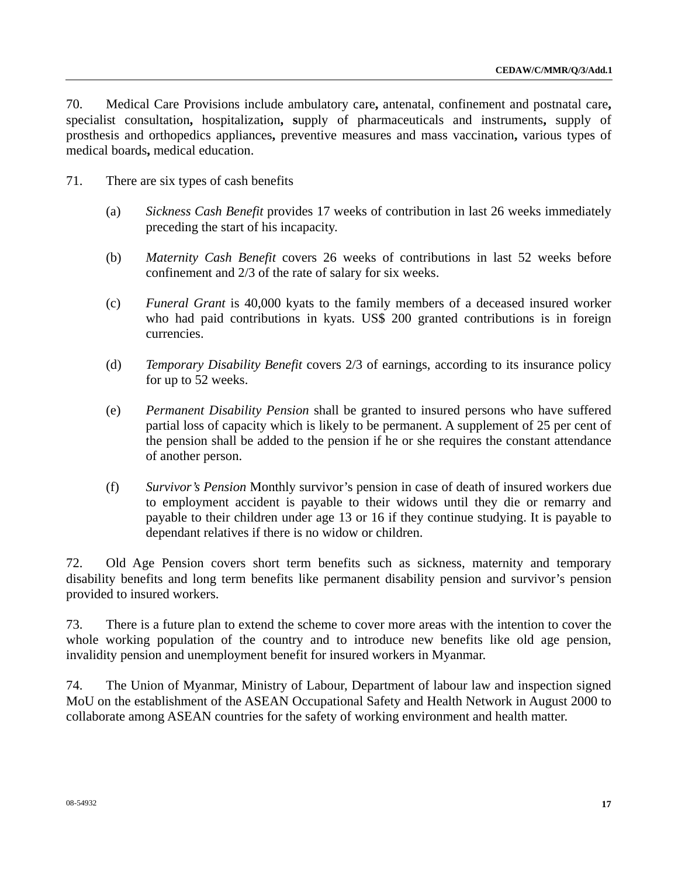70. Medical Care Provisions include ambulatory care**,** antenatal, confinement and postnatal care**,** specialist consultation**,** hospitalization**, s**upply of pharmaceuticals and instruments**,** supply of prosthesis and orthopedics appliances**,** preventive measures and mass vaccination**,** various types of medical boards**,** medical education.

71. There are six types of cash benefits

(a) *Sickness Cash Benefit* provides 17 weeks of contribution in last 26 weeks immediately preceding the start of his incapacity.

(b) *Maternity Cash Benefit* covers 26 weeks of contributions in last 52 weeks before confinement and 2/3 of the rate of salary for six weeks.

(c) *Funeral Grant* is 40,000 kyats to the family members of a deceased insured worker who had paid contributions in kyats. US$ 200 granted contributions is in foreign currencies.

(d) *Temporary Disability Benefit* covers 2/3 of earnings, according to its insurance policy for up to 52 weeks.

(e) *Permanent Disability Pension* shall be granted to insured persons who have suffered partial loss of capacity which is likely to be permanent. A supplement of 25 per cent of the pension shall be added to the pension if he or she requires the constant attendance of another person.

(f) *Survivor's Pension* Monthly survivor's pension in case of death of insured workers due to employment accident is payable to their widows until they die or remarry and payable to their children under age 13 or 16 if they continue studying. It is payable to dependant relatives if there is no widow or children.

72. Old Age Pension covers short term benefits such as sickness, maternity and temporary disability benefits and long term benefits like permanent disability pension and survivor's pension provided to insured workers.

73. There is a future plan to extend the scheme to cover more areas with the intention to cover the whole working population of the country and to introduce new benefits like old age pension, invalidity pension and unemployment benefit for insured workers in Myanmar.

74. The Union of Myanmar, Ministry of Labour, Department of labour law and inspection signed MoU on the establishment of the ASEAN Occupational Safety and Health Network in August 2000 to collaborate among ASEAN countries for the safety of working environment and health matter.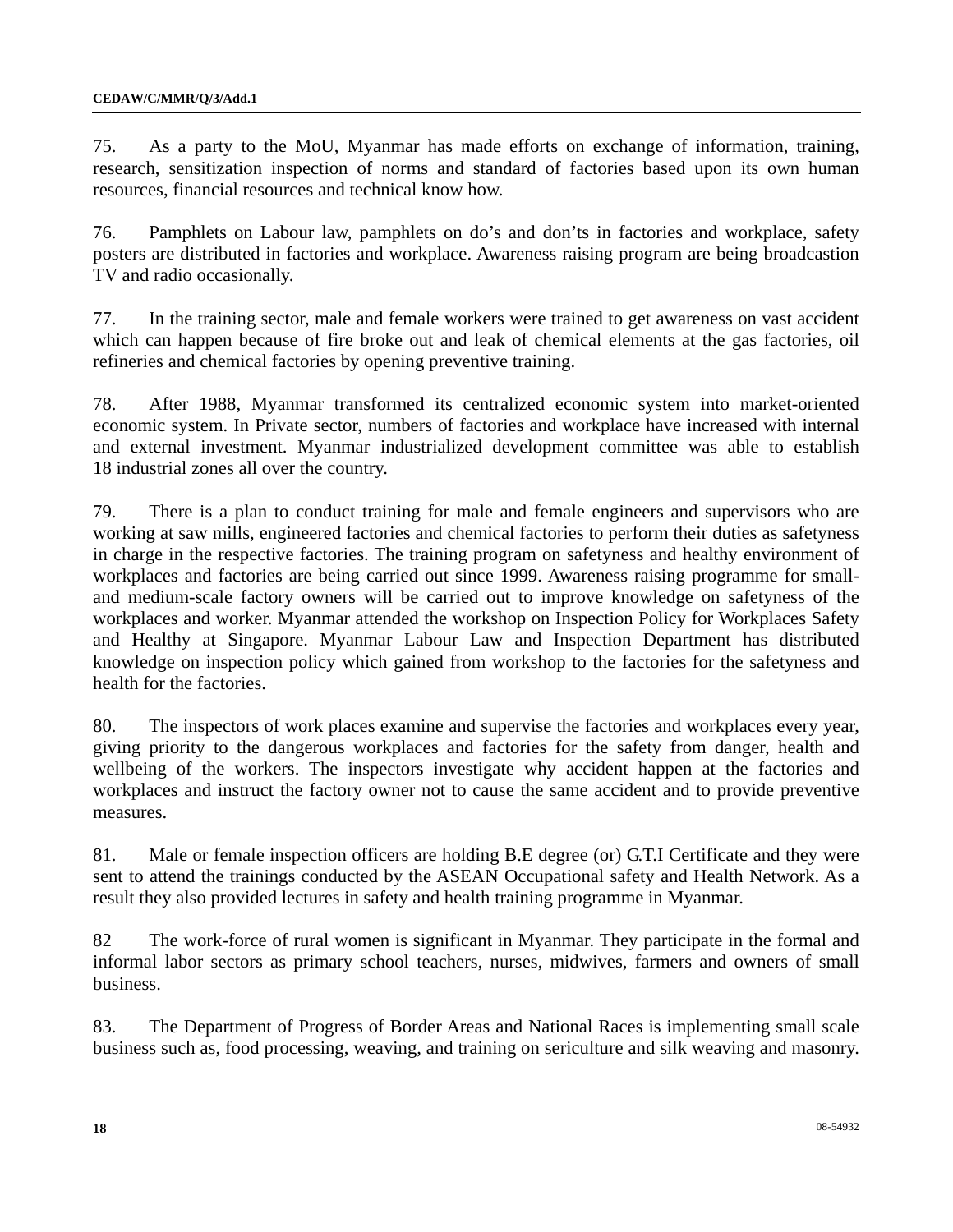75. As a party to the MoU, Myanmar has made efforts on exchange of information, training, research, sensitization inspection of norms and standard of factories based upon its own human resources, financial resources and technical know how.

76. Pamphlets on Labour law, pamphlets on do's and don'ts in factories and workplace, safety posters are distributed in factories and workplace. Awareness raising program are being broadcastion TV and radio occasionally.

77. In the training sector, male and female workers were trained to get awareness on vast accident which can happen because of fire broke out and leak of chemical elements at the gas factories, oil refineries and chemical factories by opening preventive training.

78. After 1988, Myanmar transformed its centralized economic system into market-oriented economic system. In Private sector, numbers of factories and workplace have increased with internal and external investment. Myanmar industrialized development committee was able to establish 18 industrial zones all over the country.

79. There is a plan to conduct training for male and female engineers and supervisors who are working at saw mills, engineered factories and chemical factories to perform their duties as safetyness in charge in the respective factories. The training program on safetyness and healthy environment of workplaces and factories are being carried out since 1999. Awareness raising programme for small- and medium-scale factory owners will be carried out to improve knowledge on safetyness of the workplaces and worker. Myanmar attended the workshop on Inspection Policy for Workplaces Safety and Healthy at Singapore. Myanmar Labour Law and Inspection Department has distributed knowledge on inspection policy which gained from workshop to the factories for the safetyness and health for the factories.

80. The inspectors of work places examine and supervise the factories and workplaces every year, giving priority to the dangerous workplaces and factories for the safety from danger, health and wellbeing of the workers. The inspectors investigate why accident happen at the factories and workplaces and instruct the factory owner not to cause the same accident and to provide preventive measures.

81. Male or female inspection officers are holding B.E degree (or) G.T.I Certificate and they were sent to attend the trainings conducted by the ASEAN Occupational safety and Health Network. As a result they also provided lectures in safety and health training programme in Myanmar.

82 The work-force of rural women is significant in Myanmar. They participate in the formal and informal labor sectors as primary school teachers, nurses, midwives, farmers and owners of small business.

83. The Department of Progress of Border Areas and National Races is implementing small scale business such as, food processing, weaving, and training on sericulture and silk weaving and masonry.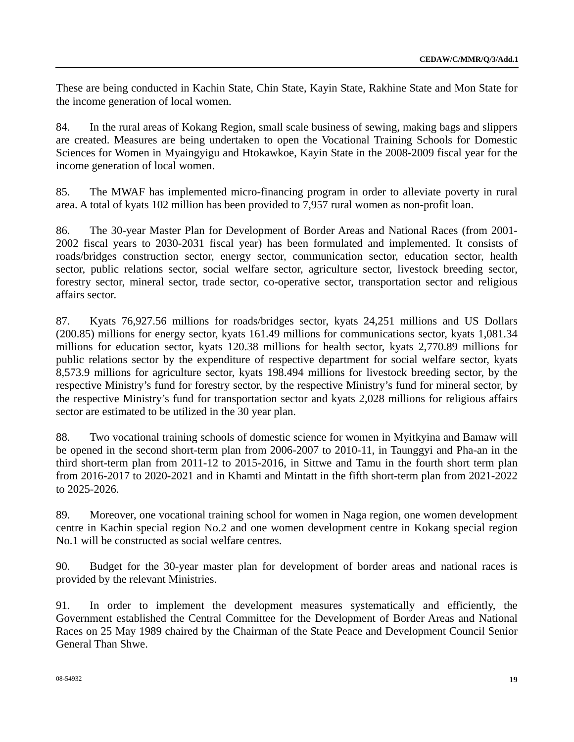These are being conducted in Kachin State, Chin State, Kayin State, Rakhine State and Mon State for the income generation of local women.

84. In the rural areas of Kokang Region, small scale business of sewing, making bags and slippers are created. Measures are being undertaken to open the Vocational Training Schools for Domestic Sciences for Women in Myaingyigu and Htokawkoe, Kayin State in the 2008-2009 fiscal year for the income generation of local women.

85. The MWAF has implemented micro-financing program in order to alleviate poverty in rural area. A total of kyats 102 million has been provided to 7,957 rural women as non-profit loan.

86. The 30-year Master Plan for Development of Border Areas and National Races (from 2001-2002 fiscal years to 2030-2031 fiscal year) has been formulated and implemented. It consists of roads/bridges construction sector, energy sector, communication sector, education sector, health sector, public relations sector, social welfare sector, agriculture sector, livestock breeding sector, forestry sector, mineral sector, trade sector, co-operative sector, transportation sector and religious affairs sector.

87. Kyats 76,927.56 millions for roads/bridges sector, kyats 24,251 millions and US Dollars (200.85) millions for energy sector, kyats 161.49 millions for communications sector, kyats 1,081.34 millions for education sector, kyats 120.38 millions for health sector, kyats 2,770.89 millions for public relations sector by the expenditure of respective department for social welfare sector, kyats 8,573.9 millions for agriculture sector, kyats 198.494 millions for livestock breeding sector, by the respective Ministry's fund for forestry sector, by the respective Ministry's fund for mineral sector, by the respective Ministry's fund for transportation sector and kyats 2,028 millions for religious affairs sector are estimated to be utilized in the 30 year plan.

88. Two vocational training schools of domestic science for women in Myitkyina and Bamaw will be opened in the second short-term plan from 2006-2007 to 2010-11, in Taunggyi and Pha-an in the third short-term plan from 2011-12 to 2015-2016, in Sittwe and Tamu in the fourth short term plan from 2016-2017 to 2020-2021 and in Khamti and Mintatt in the fifth short-term plan from 2021-2022 to 2025-2026.

89. Moreover, one vocational training school for women in Naga region, one women development centre in Kachin special region No.2 and one women development centre in Kokang special region No.1 will be constructed as social welfare centres.

90. Budget for the 30-year master plan for development of border areas and national races is provided by the relevant Ministries.

91. In order to implement the development measures systematically and efficiently, the Government established the Central Committee for the Development of Border Areas and National Races on 25 May 1989 chaired by the Chairman of the State Peace and Development Council Senior General Than Shwe.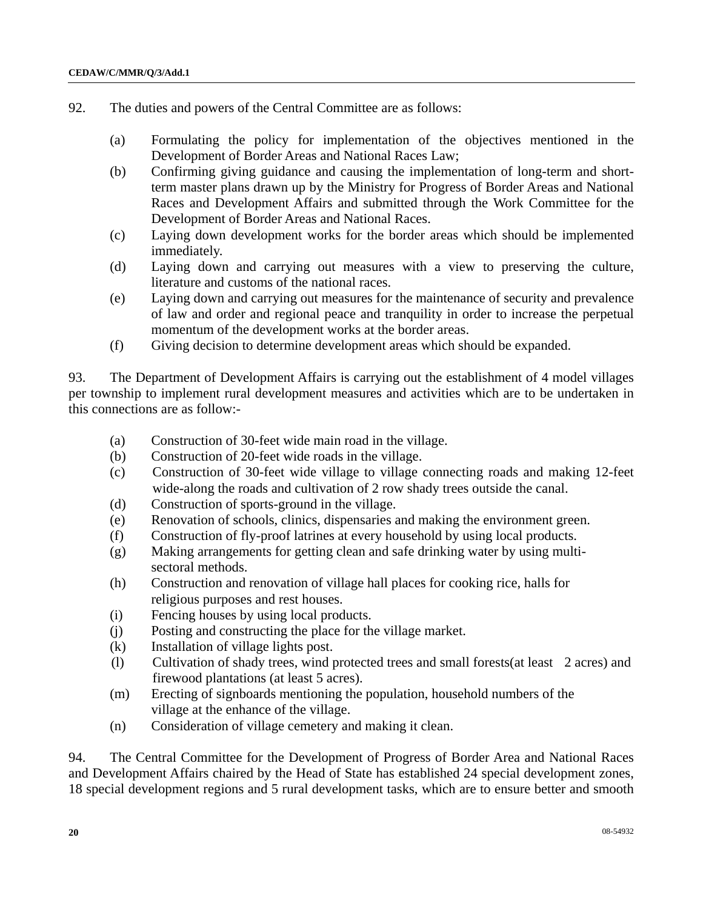92. The duties and powers of the Central Committee are as follows:

- (a) Formulating the policy for implementation of the objectives mentioned in the Development of Border Areas and National Races Law;
- (b) Confirming giving guidance and causing the implementation of long-term and short-term master plans drawn up by the Ministry for Progress of Border Areas and National Races and Development Affairs and submitted through the Work Committee for the Development of Border Areas and National Races.
- (c) Laying down development works for the border areas which should be implemented immediately.
- (d) Laying down and carrying out measures with a view to preserving the culture, literature and customs of the national races.
- (e) Laying down and carrying out measures for the maintenance of security and prevalence of law and order and regional peace and tranquility in order to increase the perpetual momentum of the development works at the border areas.
- (f) Giving decision to determine development areas which should be expanded.

93. The Department of Development Affairs is carrying out the establishment of 4 model villages per township to implement rural development measures and activities which are to be undertaken in this connections are as follow:-

- (a) Construction of 30-feet wide main road in the village.
- (b) Construction of 20-feet wide roads in the village.
- (c) Construction of 30-feet wide village to village connecting roads and making 12-feet wide-along the roads and cultivation of 2 row shady trees outside the canal.
- (d) Construction of sports-ground in the village.
- (e) Renovation of schools, clinics, dispensaries and making the environment green.
- (f) Construction of fly-proof latrines at every household by using local products.
- (g) Making arrangements for getting clean and safe drinking water by using multi-sectoral methods.
- (h) Construction and renovation of village hall places for cooking rice, halls for religious purposes and rest houses.
- (i) Fencing houses by using local products.
- (j) Posting and constructing the place for the village market.
- (k) Installation of village lights post.
- (l) Cultivation of shady trees, wind protected trees and small forests(at least 2 acres) and firewood plantations (at least 5 acres).
- (m) Erecting of signboards mentioning the population, household numbers of the village at the enhance of the village.
- (n) Consideration of village cemetery and making it clean.

94. The Central Committee for the Development of Progress of Border Area and National Races and Development Affairs chaired by the Head of State has established 24 special development zones, 18 special development regions and 5 rural development tasks, which are to ensure better and smooth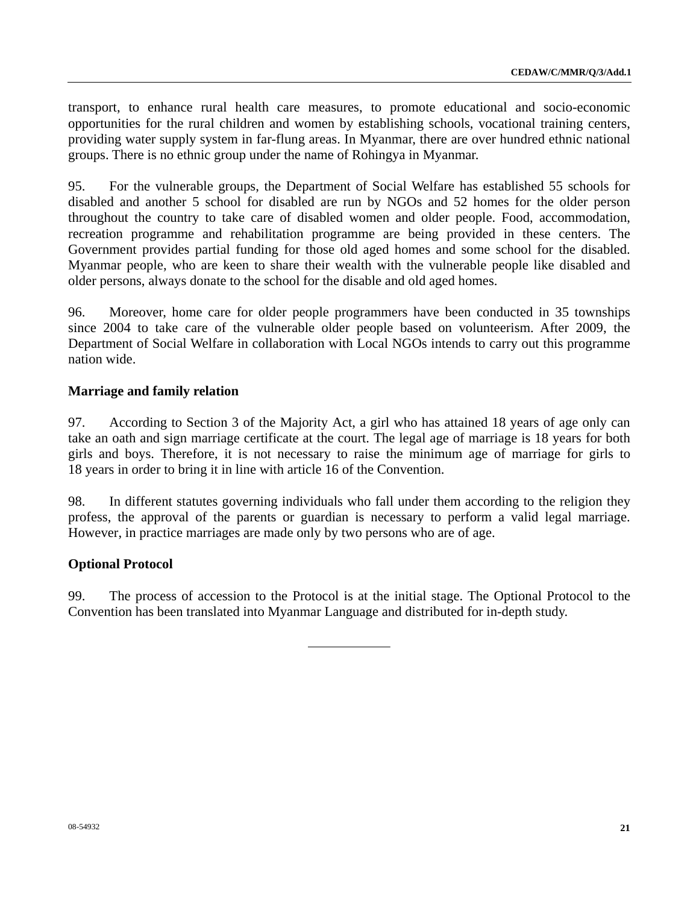transport, to enhance rural health care measures, to promote educational and socio-economic opportunities for the rural children and women by establishing schools, vocational training centers, providing water supply system in far-flung areas. In Myanmar, there are over hundred ethnic national groups. There is no ethnic group under the name of Rohingya in Myanmar.

95. For the vulnerable groups, the Department of Social Welfare has established 55 schools for disabled and another 5 school for disabled are run by NGOs and 52 homes for the older person throughout the country to take care of disabled women and older people. Food, accommodation, recreation programme and rehabilitation programme are being provided in these centers. The Government provides partial funding for those old aged homes and some school for the disabled. Myanmar people, who are keen to share their wealth with the vulnerable people like disabled and older persons, always donate to the school for the disable and old aged homes.

96. Moreover, home care for older people programmers have been conducted in 35 townships since 2004 to take care of the vulnerable older people based on volunteerism. After 2009, the Department of Social Welfare in collaboration with Local NGOs intends to carry out this programme nation wide.

**Marriage and family relation**

97. According to Section 3 of the Majority Act, a girl who has attained 18 years of age only can take an oath and sign marriage certificate at the court. The legal age of marriage is 18 years for both girls and boys. Therefore, it is not necessary to raise the minimum age of marriage for girls to 18 years in order to bring it in line with article 16 of the Convention.

98. In different statutes governing individuals who fall under them according to the religion they profess, the approval of the parents or guardian is necessary to perform a valid legal marriage. However, in practice marriages are made only by two persons who are of age.

**Optional Protocol**

99. The process of accession to the Protocol is at the initial stage. The Optional Protocol to the Convention has been translated into Myanmar Language and distributed for in-depth study.